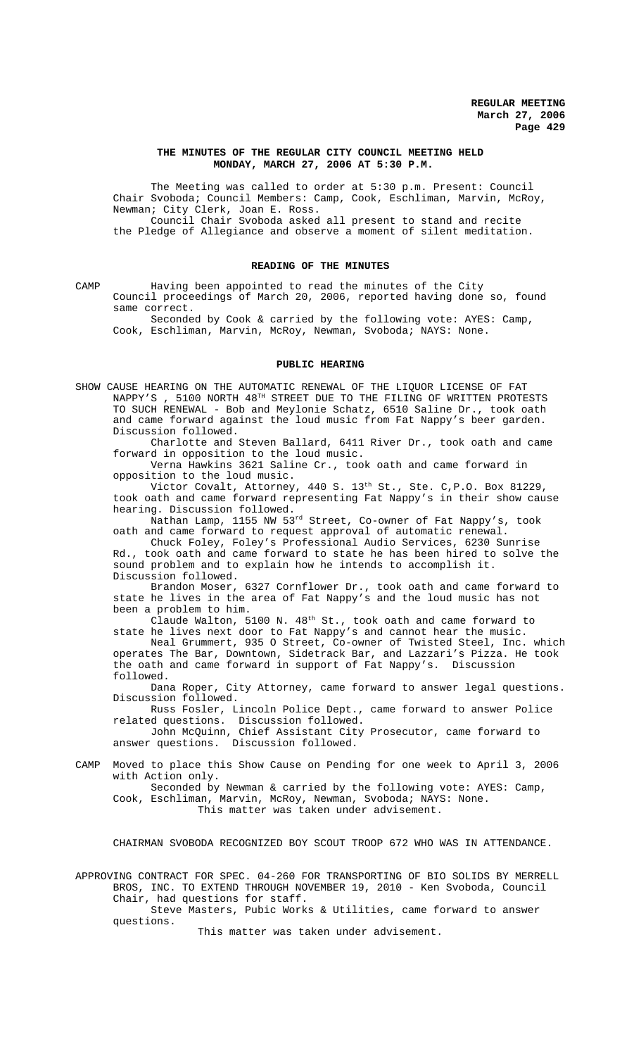**THE MINUTES OF THE REGULAR CITY COUNCIL MEETING HELD MONDAY, MARCH 27, 2006 AT 5:30 P.M.**

The Meeting was called to order at 5:30 p.m. Present: Council Chair Svoboda; Council Members: Camp, Cook, Eschliman, Marvin, McRoy, Newman; City Clerk, Joan E. Ross.

Council Chair Svoboda asked all present to stand and recite the Pledge of Allegiance and observe a moment of silent meditation.

**READING OF THE MINUTES**

CAMP Having been appointed to read the minutes of the City Council proceedings of March 20, 2006, reported having done so, found same correct.

Seconded by Cook & carried by the following vote: AYES: Camp, Cook, Eschliman, Marvin, McRoy, Newman, Svoboda; NAYS: None.

**PUBLIC HEARING**

SHOW CAUSE HEARING ON THE AUTOMATIC RENEWAL OF THE LIQUOR LICENSE OF FAT NAPPY'S , 5100 NORTH 48TH STREET DUE TO THE FILING OF WRITTEN PROTESTS TO SUCH RENEWAL - Bob and Meylonie Schatz, 6510 Saline Dr., took oath and came forward against the loud music from Fat Nappy's beer garden. Discussion followed.

Charlotte and Steven Ballard, 6411 River Dr., took oath and came forward in opposition to the loud music.

Verna Hawkins 3621 Saline Cr., took oath and came forward in opposition to the loud music.

Victor Covalt, Attorney, 440 S. 13th St., Ste. C,P.O. Box 81229, took oath and came forward representing Fat Nappy's in their show cause hearing. Discussion followed.

Nathan Lamp, 1155 NW 53rd Street, Co-owner of Fat Nappy's, took oath and came forward to request approval of automatic renewal.

Chuck Foley, Foley's Professional Audio Services, 6230 Sunrise Rd., took oath and came forward to state he has been hired to solve the sound problem and to explain how he intends to accomplish it. Discussion followed.

Brandon Moser, 6327 Cornflower Dr., took oath and came forward to state he lives in the area of Fat Nappy's and the loud music has not been a problem to him.

Claude Walton, 5100 N. 48th St., took oath and came forward to state he lives next door to Fat Nappy's and cannot hear the music.

Neal Grummert, 935 O Street, Co-owner of Twisted Steel, Inc. which operates The Bar, Downtown, Sidetrack Bar, and Lazzari's Pizza. He took the oath and came forward in support of Fat Nappy's. Discussion followed.

Dana Roper, City Attorney, came forward to answer legal questions. Discussion followed.

Russ Fosler, Lincoln Police Dept., came forward to answer Police related questions. Discussion followed.

John McQuinn, Chief Assistant City Prosecutor, came forward to answer questions. Discussion followed.

CAMP Moved to place this Show Cause on Pending for one week to April 3, 2006 with Action only.

Seconded by Newman & carried by the following vote: AYES: Camp, Cook, Eschliman, Marvin, McRoy, Newman, Svoboda; NAYS: None.

This matter was taken under advisement.

CHAIRMAN SVOBODA RECOGNIZED BOY SCOUT TROOP 672 WHO WAS IN ATTENDANCE.

APPROVING CONTRACT FOR SPEC. 04-260 FOR TRANSPORTING OF BIO SOLIDS BY MERRELL BROS, INC. TO EXTEND THROUGH NOVEMBER 19, 2010 - Ken Svoboda, Council Chair, had questions for staff.

Steve Masters, Pubic Works & Utilities, came forward to answer questions.

This matter was taken under advisement.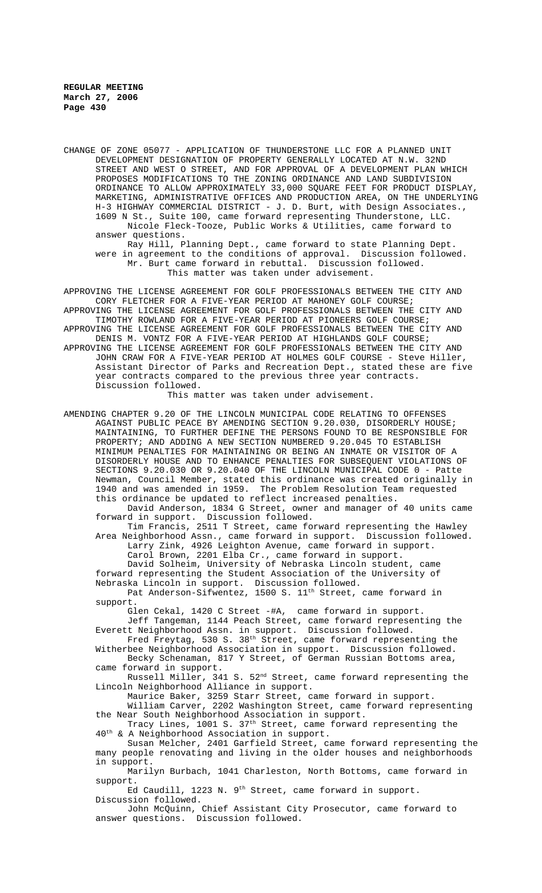CHANGE OF ZONE 05077 - APPLICATION OF THUNDERSTONE LLC FOR A PLANNED UNIT DEVELOPMENT DESIGNATION OF PROPERTY GENERALLY LOCATED AT N.W. 32ND STREET AND WEST O STREET, AND FOR APPROVAL OF A DEVELOPMENT PLAN WHICH PROPOSES MODIFICATIONS TO THE ZONING ORDINANCE AND LAND SUBDIVISION ORDINANCE TO ALLOW APPROXIMATELY 33,000 SQUARE FEET FOR PRODUCT DISPLAY, MARKETING, ADMINISTRATIVE OFFICES AND PRODUCTION AREA, ON THE UNDERLYING H-3 HIGHWAY COMMERCIAL DISTRICT - J. D. Burt, with Design Associates., 1609 N St., Suite 100, came forward representing Thunderstone, LLC.

Nicole Fleck-Tooze, Public Works & Utilities, came forward to answer questions.

Ray Hill, Planning Dept., came forward to state Planning Dept. were in agreement to the conditions of approval. Discussion followed.

Mr. Burt came forward in rebuttal. Discussion followed.

This matter was taken under advisement.

APPROVING THE LICENSE AGREEMENT FOR GOLF PROFESSIONALS BETWEEN THE CITY AND CORY FLETCHER FOR A FIVE-YEAR PERIOD AT MAHONEY GOLF COURSE;

APPROVING THE LICENSE AGREEMENT FOR GOLF PROFESSIONALS BETWEEN THE CITY AND TIMOTHY ROWLAND FOR A FIVE-YEAR PERIOD AT PIONEERS GOLF COURSE;

APPROVING THE LICENSE AGREEMENT FOR GOLF PROFESSIONALS BETWEEN THE CITY AND DENIS M. VONTZ FOR A FIVE-YEAR PERIOD AT HIGHLANDS GOLF COURSE;

APPROVING THE LICENSE AGREEMENT FOR GOLF PROFESSIONALS BETWEEN THE CITY AND JOHN CRAW FOR A FIVE-YEAR PERIOD AT HOLMES GOLF COURSE - Steve Hiller, Assistant Director of Parks and Recreation Dept., stated these are five year contracts compared to the previous three year contracts. Discussion followed.

This matter was taken under advisement.

AMENDING CHAPTER 9.20 OF THE LINCOLN MUNICIPAL CODE RELATING TO OFFENSES AGAINST PUBLIC PEACE BY AMENDING SECTION 9.20.030, DISORDERLY HOUSE; MAINTAINING, TO FURTHER DEFINE THE PERSONS FOUND TO BE RESPONSIBLE FOR PROPERTY; AND ADDING A NEW SECTION NUMBERED 9.20.045 TO ESTABLISH MINIMUM PENALTIES FOR MAINTAINING OR BEING AN INMATE OR VISITOR OF A DISORDERLY HOUSE AND TO ENHANCE PENALTIES FOR SUBSEQUENT VIOLATIONS OF SECTIONS 9.20.030 OR 9.20.040 OF THE LINCOLN MUNICIPAL CODE 0 - Patte Newman, Council Member, stated this ordinance was created originally in 1940 and was amended in 1959. The Problem Resolution Team requested this ordinance be updated to reflect increased penalties.

David Anderson, 1834 G Street, owner and manager of 40 units came forward in support. Discussion followed.

Tim Francis, 2511 T Street, came forward representing the Hawley Area Neighborhood Assn., came forward in support. Discussion followed.

Larry Zink, 4926 Leighton Avenue, came forward in support.

Carol Brown, 2201 Elba Cr., came forward in support.

David Solheim, University of Nebraska Lincoln student, came forward representing the Student Association of the University of Nebraska Lincoln in support. Discussion followed.

Pat Anderson-Sifwentez, 1500 S. 11th Street, came forward in support.

Glen Cekal, 1420 C Street -#A, came forward in support.

Jeff Tangeman, 1144 Peach Street, came forward representing the Everett Neighborhood Assn. in support. Discussion followed.

Fred Freytag, 530 S. 38th Street, came forward representing the Witherbee Neighborhood Association in support. Discussion followed.

Becky Schenaman, 817 Y Street, of German Russian Bottoms area, came forward in support.

Russell Miller, 341 S. 52nd Street, came forward representing the Lincoln Neighborhood Alliance in support.

Maurice Baker, 3259 Starr Street, came forward in support.

William Carver, 2202 Washington Street, came forward representing the Near South Neighborhood Association in support.

Tracy Lines, 1001 S. 37th Street, came forward representing the 40th & A Neighborhood Association in support.

Susan Melcher, 2401 Garfield Street, came forward representing the many people renovating and living in the older houses and neighborhoods in support.

Marilyn Burbach, 1041 Charleston, North Bottoms, came forward in support.

Ed Caudill, 1223 N. 9th Street, came forward in support. Discussion followed.

John McQuinn, Chief Assistant City Prosecutor, came forward to answer questions. Discussion followed.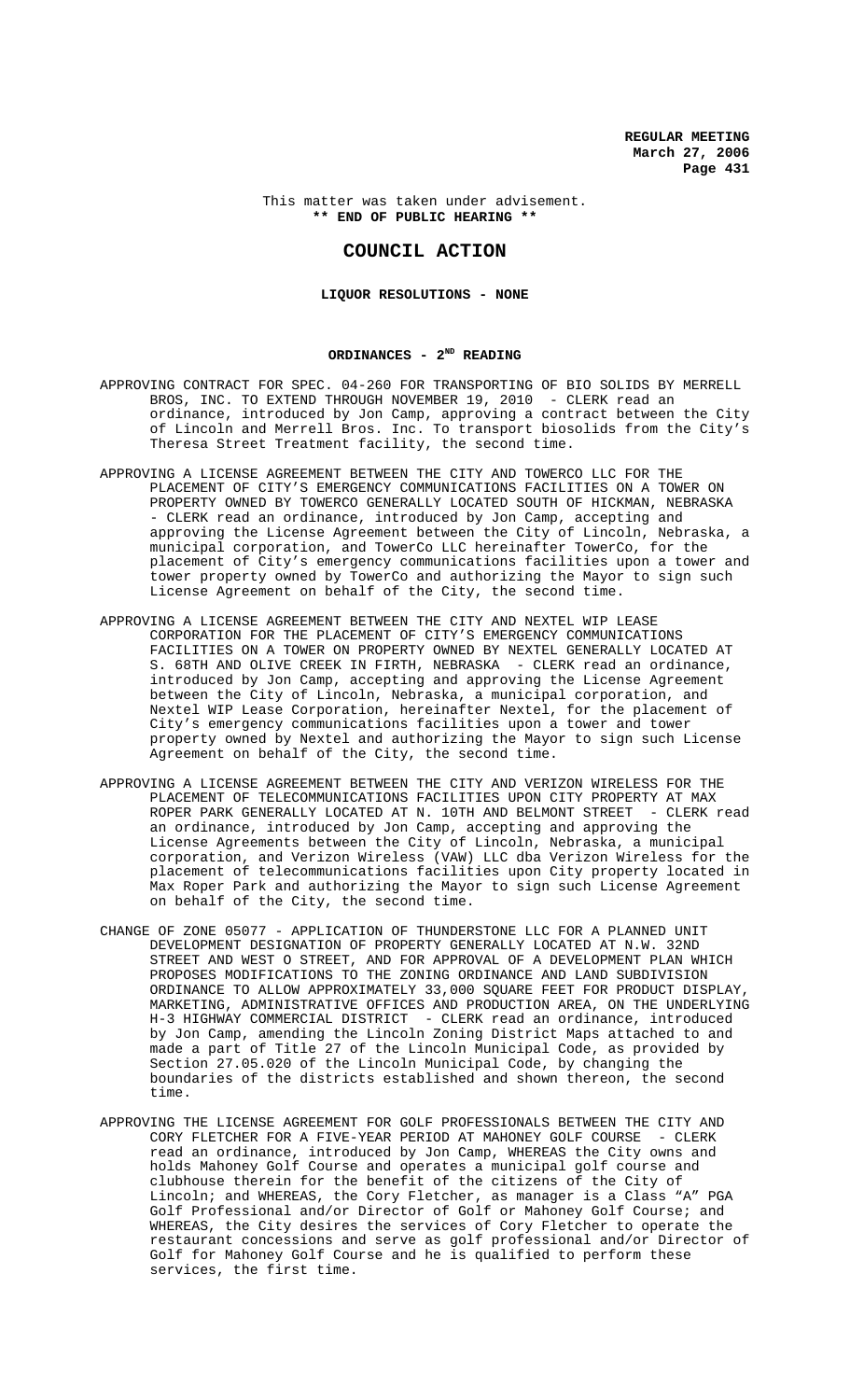This matter was taken under advisement.
**\*\* END OF PUBLIC HEARING \*\***

## COUNCIL ACTION

**LIQUOR RESOLUTIONS - NONE**

**ORDINANCES - 2ND READING**

APPROVING CONTRACT FOR SPEC. 04-260 FOR TRANSPORTING OF BIO SOLIDS BY MERRELL BROS, INC. TO EXTEND THROUGH NOVEMBER 19, 2010 - CLERK read an ordinance, introduced by Jon Camp, approving a contract between the City of Lincoln and Merrell Bros. Inc. To transport biosolids from the City's Theresa Street Treatment facility, the second time.

APPROVING A LICENSE AGREEMENT BETWEEN THE CITY AND TOWERCO LLC FOR THE PLACEMENT OF CITY'S EMERGENCY COMMUNICATIONS FACILITIES ON A TOWER ON PROPERTY OWNED BY TOWERCO GENERALLY LOCATED SOUTH OF HICKMAN, NEBRASKA - CLERK read an ordinance, introduced by Jon Camp, accepting and approving the License Agreement between the City of Lincoln, Nebraska, a municipal corporation, and TowerCo LLC hereinafter TowerCo, for the placement of City's emergency communications facilities upon a tower and tower property owned by TowerCo and authorizing the Mayor to sign such License Agreement on behalf of the City, the second time.

APPROVING A LICENSE AGREEMENT BETWEEN THE CITY AND NEXTEL WIP LEASE CORPORATION FOR THE PLACEMENT OF CITY'S EMERGENCY COMMUNICATIONS FACILITIES ON A TOWER ON PROPERTY OWNED BY NEXTEL GENERALLY LOCATED AT S. 68TH AND OLIVE CREEK IN FIRTH, NEBRASKA - CLERK read an ordinance, introduced by Jon Camp, accepting and approving the License Agreement between the City of Lincoln, Nebraska, a municipal corporation, and Nextel WIP Lease Corporation, hereinafter Nextel, for the placement of City's emergency communications facilities upon a tower and tower property owned by Nextel and authorizing the Mayor to sign such License Agreement on behalf of the City, the second time.

APPROVING A LICENSE AGREEMENT BETWEEN THE CITY AND VERIZON WIRELESS FOR THE PLACEMENT OF TELECOMMUNICATIONS FACILITIES UPON CITY PROPERTY AT MAX ROPER PARK GENERALLY LOCATED AT N. 10TH AND BELMONT STREET - CLERK read an ordinance, introduced by Jon Camp, accepting and approving the License Agreements between the City of Lincoln, Nebraska, a municipal corporation, and Verizon Wireless (VAW) LLC dba Verizon Wireless for the placement of telecommunications facilities upon City property located in Max Roper Park and authorizing the Mayor to sign such License Agreement on behalf of the City, the second time.

CHANGE OF ZONE 05077 - APPLICATION OF THUNDERSTONE LLC FOR A PLANNED UNIT DEVELOPMENT DESIGNATION OF PROPERTY GENERALLY LOCATED AT N.W. 32ND STREET AND WEST O STREET, AND FOR APPROVAL OF A DEVELOPMENT PLAN WHICH PROPOSES MODIFICATIONS TO THE ZONING ORDINANCE AND LAND SUBDIVISION ORDINANCE TO ALLOW APPROXIMATELY 33,000 SQUARE FEET FOR PRODUCT DISPLAY, MARKETING, ADMINISTRATIVE OFFICES AND PRODUCTION AREA, ON THE UNDERLYING H-3 HIGHWAY COMMERCIAL DISTRICT - CLERK read an ordinance, introduced by Jon Camp, amending the Lincoln Zoning District Maps attached to and made a part of Title 27 of the Lincoln Municipal Code, as provided by Section 27.05.020 of the Lincoln Municipal Code, by changing the boundaries of the districts established and shown thereon, the second time.

APPROVING THE LICENSE AGREEMENT FOR GOLF PROFESSIONALS BETWEEN THE CITY AND CORY FLETCHER FOR A FIVE-YEAR PERIOD AT MAHONEY GOLF COURSE - CLERK read an ordinance, introduced by Jon Camp, WHEREAS the City owns and holds Mahoney Golf Course and operates a municipal golf course and clubhouse therein for the benefit of the citizens of the City of Lincoln; and WHEREAS, the Cory Fletcher, as manager is a Class "A" PGA Golf Professional and/or Director of Golf or Mahoney Golf Course; and WHEREAS, the City desires the services of Cory Fletcher to operate the restaurant concessions and serve as golf professional and/or Director of Golf for Mahoney Golf Course and he is qualified to perform these services, the first time.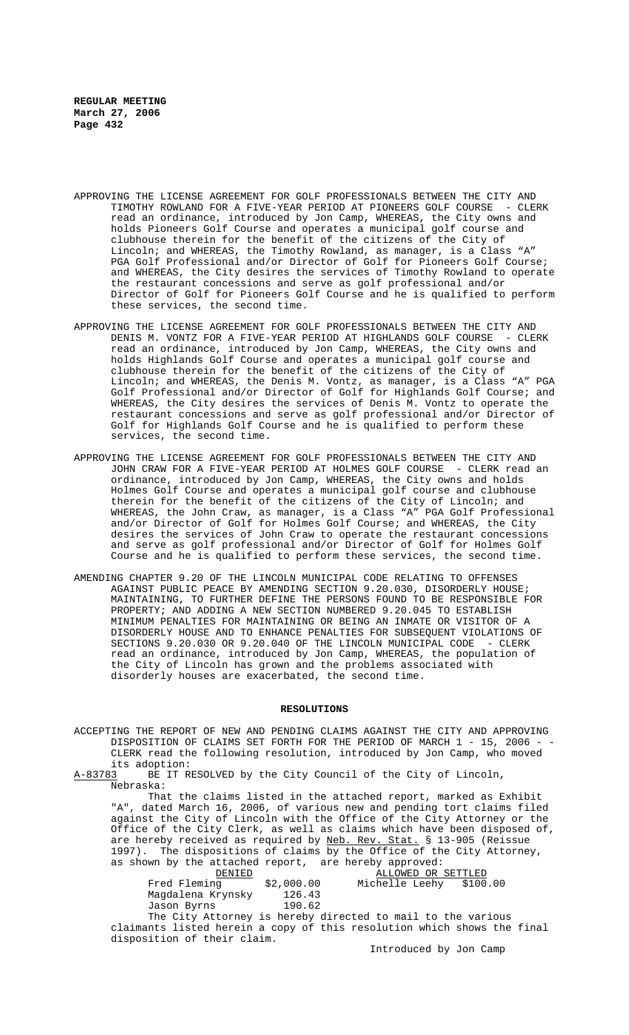APPROVING THE LICENSE AGREEMENT FOR GOLF PROFESSIONALS BETWEEN THE CITY AND TIMOTHY ROWLAND FOR A FIVE-YEAR PERIOD AT PIONEERS GOLF COURSE - CLERK read an ordinance, introduced by Jon Camp, WHEREAS, the City owns and holds Pioneers Golf Course and operates a municipal golf course and clubhouse therein for the benefit of the citizens of the City of Lincoln; and WHEREAS, the Timothy Rowland, as manager, is a Class "A" PGA Golf Professional and/or Director of Golf for Pioneers Golf Course; and WHEREAS, the City desires the services of Timothy Rowland to operate the restaurant concessions and serve as golf professional and/or Director of Golf for Pioneers Golf Course and he is qualified to perform these services, the second time.

APPROVING THE LICENSE AGREEMENT FOR GOLF PROFESSIONALS BETWEEN THE CITY AND DENIS M. VONTZ FOR A FIVE-YEAR PERIOD AT HIGHLANDS GOLF COURSE - CLERK read an ordinance, introduced by Jon Camp, WHEREAS, the City owns and holds Highlands Golf Course and operates a municipal golf course and clubhouse therein for the benefit of the citizens of the City of Lincoln; and WHEREAS, the Denis M. Vontz, as manager, is a Class "A" PGA Golf Professional and/or Director of Golf for Highlands Golf Course; and WHEREAS, the City desires the services of Denis M. Vontz to operate the restaurant concessions and serve as golf professional and/or Director of Golf for Highlands Golf Course and he is qualified to perform these services, the second time.

APPROVING THE LICENSE AGREEMENT FOR GOLF PROFESSIONALS BETWEEN THE CITY AND JOHN CRAW FOR A FIVE-YEAR PERIOD AT HOLMES GOLF COURSE - CLERK read an ordinance, introduced by Jon Camp, WHEREAS, the City owns and holds Holmes Golf Course and operates a municipal golf course and clubhouse therein for the benefit of the citizens of the City of Lincoln; and WHEREAS, the John Craw, as manager, is a Class "A" PGA Golf Professional and/or Director of Golf for Holmes Golf Course; and WHEREAS, the City desires the services of John Craw to operate the restaurant concessions and serve as golf professional and/or Director of Golf for Holmes Golf Course and he is qualified to perform these services, the second time.

AMENDING CHAPTER 9.20 OF THE LINCOLN MUNICIPAL CODE RELATING TO OFFENSES AGAINST PUBLIC PEACE BY AMENDING SECTION 9.20.030, DISORDERLY HOUSE; MAINTAINING, TO FURTHER DEFINE THE PERSONS FOUND TO BE RESPONSIBLE FOR PROPERTY; AND ADDING A NEW SECTION NUMBERED 9.20.045 TO ESTABLISH MINIMUM PENALTIES FOR MAINTAINING OR BEING AN INMATE OR VISITOR OF A DISORDERLY HOUSE AND TO ENHANCE PENALTIES FOR SUBSEQUENT VIOLATIONS OF SECTIONS 9.20.030 OR 9.20.040 OF THE LINCOLN MUNICIPAL CODE - CLERK read an ordinance, introduced by Jon Camp, WHEREAS, the population of the City of Lincoln has grown and the problems associated with disorderly houses are exacerbated, the second time.

## RESOLUTIONS

ACCEPTING THE REPORT OF NEW AND PENDING CLAIMS AGAINST THE CITY AND APPROVING DISPOSITION OF CLAIMS SET FORTH FOR THE PERIOD OF MARCH 1 - 15, 2006 - - CLERK read the following resolution, introduced by Jon Camp, who moved its adoption:

A-83783 BE IT RESOLVED by the City Council of the City of Lincoln, Nebraska:

That the claims listed in the attached report, marked as Exhibit "A", dated March 16, 2006, of various new and pending tort claims filed against the City of Lincoln with the Office of the City Attorney or the Office of the City Clerk, as well as claims which have been disposed of, are hereby received as required by Neb. Rev. Stat. § 13-905 (Reissue 1997). The dispositions of claims by the Office of the City Attorney, as shown by the attached report, are hereby approved:

| DENIED | | ALLOWED OR SETTLED | |
|---|---|---|---|
| Fred Fleming | $2,000.00 | Michelle Leehy | $100.00 |
| Magdalena Krynsky | 126.43 | | |
| Jason Byrns | 190.62 | | |

The City Attorney is hereby directed to mail to the various claimants listed herein a copy of this resolution which shows the final disposition of their claim.

Introduced by Jon Camp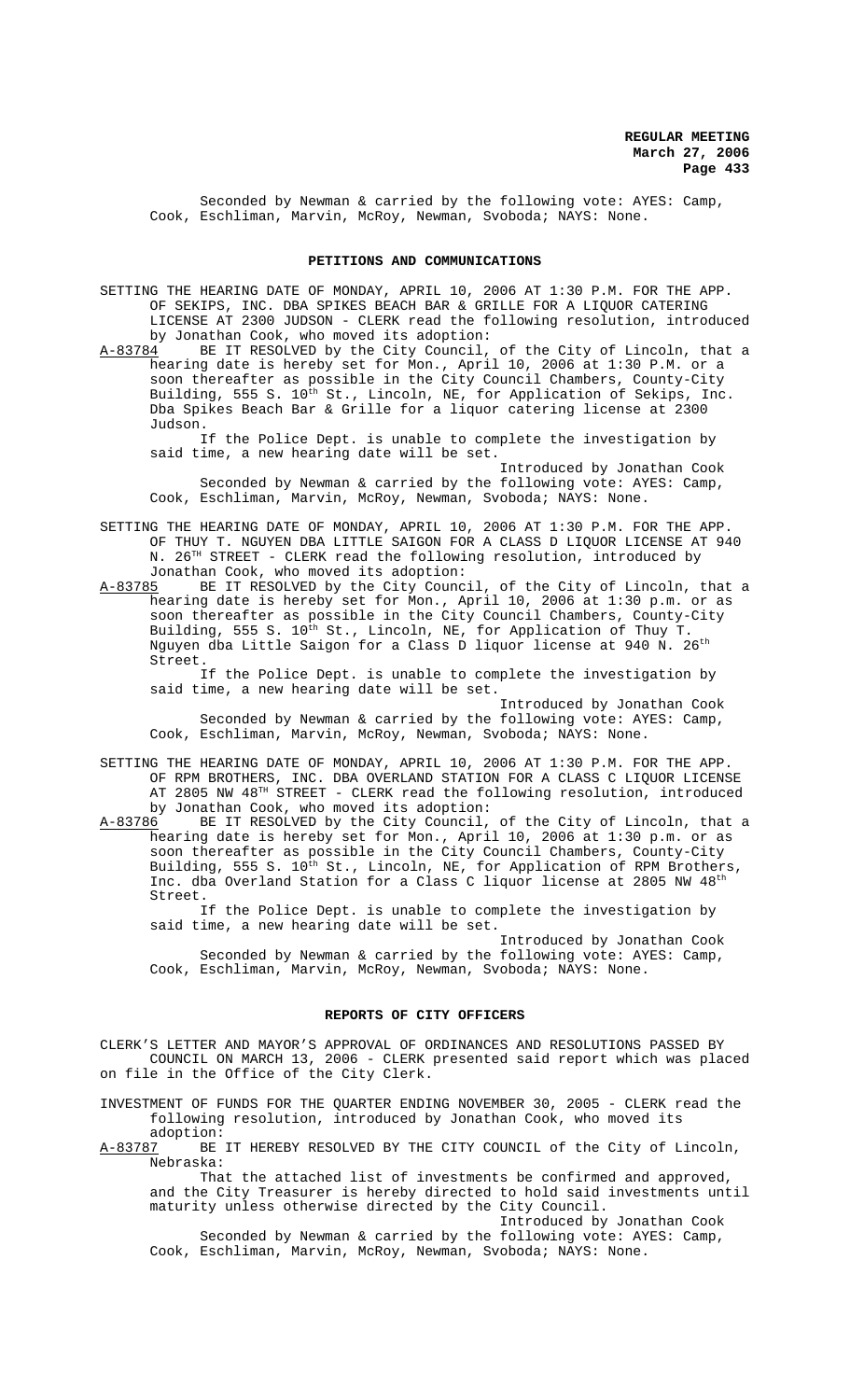Seconded by Newman & carried by the following vote: AYES: Camp, Cook, Eschliman, Marvin, McRoy, Newman, Svoboda; NAYS: None.

## PETITIONS AND COMMUNICATIONS

SETTING THE HEARING DATE OF MONDAY, APRIL 10, 2006 AT 1:30 P.M. FOR THE APP. OF SEKIPS, INC. DBA SPIKES BEACH BAR & GRILLE FOR A LIQUOR CATERING LICENSE AT 2300 JUDSON - CLERK read the following resolution, introduced by Jonathan Cook, who moved its adoption:

A-83784 BE IT RESOLVED by the City Council, of the City of Lincoln, that a hearing date is hereby set for Mon., April 10, 2006 at 1:30 P.M. or a soon thereafter as possible in the City Council Chambers, County-City Building, 555 S. 10th St., Lincoln, NE, for Application of Sekips, Inc. Dba Spikes Beach Bar & Grille for a liquor catering license at 2300 Judson.

If the Police Dept. is unable to complete the investigation by said time, a new hearing date will be set.

Introduced by Jonathan Cook

Seconded by Newman & carried by the following vote: AYES: Camp, Cook, Eschliman, Marvin, McRoy, Newman, Svoboda; NAYS: None.

SETTING THE HEARING DATE OF MONDAY, APRIL 10, 2006 AT 1:30 P.M. FOR THE APP. OF THUY T. NGUYEN DBA LITTLE SAIGON FOR A CLASS D LIQUOR LICENSE AT 940 N. 26TH STREET - CLERK read the following resolution, introduced by Jonathan Cook, who moved its adoption:

A-83785 BE IT RESOLVED by the City Council, of the City of Lincoln, that a hearing date is hereby set for Mon., April 10, 2006 at 1:30 p.m. or as soon thereafter as possible in the City Council Chambers, County-City Building, 555 S. 10th St., Lincoln, NE, for Application of Thuy T. Nguyen dba Little Saigon for a Class D liquor license at 940 N. 26th Street.

If the Police Dept. is unable to complete the investigation by said time, a new hearing date will be set.

Introduced by Jonathan Cook

Seconded by Newman & carried by the following vote: AYES: Camp, Cook, Eschliman, Marvin, McRoy, Newman, Svoboda; NAYS: None.

SETTING THE HEARING DATE OF MONDAY, APRIL 10, 2006 AT 1:30 P.M. FOR THE APP. OF RPM BROTHERS, INC. DBA OVERLAND STATION FOR A CLASS C LIQUOR LICENSE AT 2805 NW 48TH STREET - CLERK read the following resolution, introduced by Jonathan Cook, who moved its adoption:

A-83786 BE IT RESOLVED by the City Council, of the City of Lincoln, that a hearing date is hereby set for Mon., April 10, 2006 at 1:30 p.m. or as soon thereafter as possible in the City Council Chambers, County-City Building, 555 S. 10th St., Lincoln, NE, for Application of RPM Brothers, Inc. dba Overland Station for a Class C liquor license at 2805 NW 48th Street.

If the Police Dept. is unable to complete the investigation by said time, a new hearing date will be set.

Introduced by Jonathan Cook

Seconded by Newman & carried by the following vote: AYES: Camp, Cook, Eschliman, Marvin, McRoy, Newman, Svoboda; NAYS: None.

## REPORTS OF CITY OFFICERS

CLERK'S LETTER AND MAYOR'S APPROVAL OF ORDINANCES AND RESOLUTIONS PASSED BY COUNCIL ON MARCH 13, 2006 - CLERK presented said report which was placed on file in the Office of the City Clerk.

INVESTMENT OF FUNDS FOR THE QUARTER ENDING NOVEMBER 30, 2005 - CLERK read the following resolution, introduced by Jonathan Cook, who moved its adoption:

A-83787 BE IT HEREBY RESOLVED BY THE CITY COUNCIL of the City of Lincoln, Nebraska:

That the attached list of investments be confirmed and approved, and the City Treasurer is hereby directed to hold said investments until maturity unless otherwise directed by the City Council.

Introduced by Jonathan Cook

Seconded by Newman & carried by the following vote: AYES: Camp, Cook, Eschliman, Marvin, McRoy, Newman, Svoboda; NAYS: None.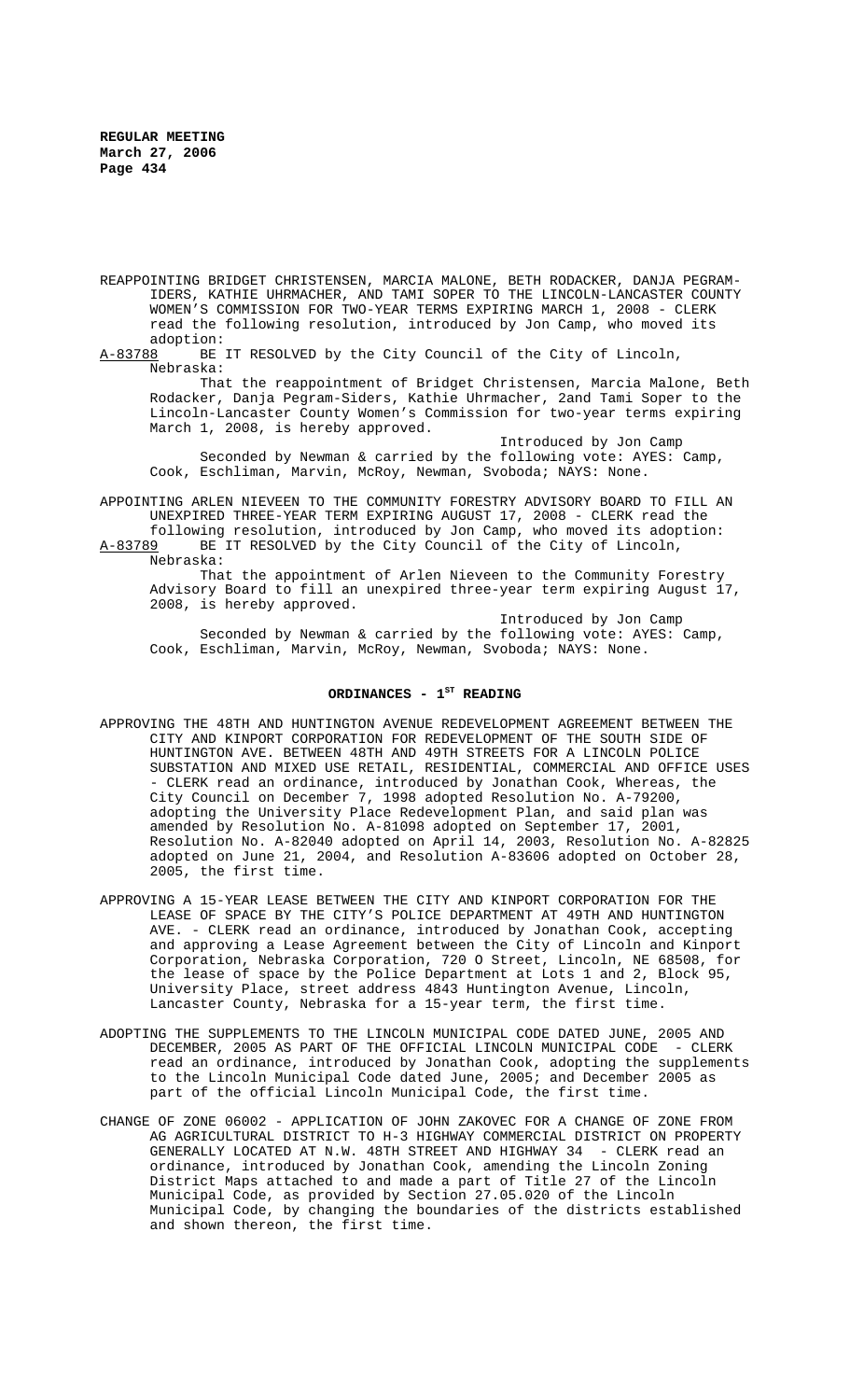REAPPOINTING BRIDGET CHRISTENSEN, MARCIA MALONE, BETH RODACKER, DANJA PEGRAM-IDERS, KATHIE UHRMACHER, AND TAMI SOPER TO THE LINCOLN-LANCASTER COUNTY WOMEN'S COMMISSION FOR TWO-YEAR TERMS EXPIRING MARCH 1, 2008 - CLERK read the following resolution, introduced by Jon Camp, who moved its adoption:

A-83788 BE IT RESOLVED by the City Council of the City of Lincoln, Nebraska:

That the reappointment of Bridget Christensen, Marcia Malone, Beth Rodacker, Danja Pegram-Siders, Kathie Uhrmacher, 2and Tami Soper to the Lincoln-Lancaster County Women's Commission for two-year terms expiring March 1, 2008, is hereby approved.

Introduced by Jon Camp

Seconded by Newman & carried by the following vote: AYES: Camp, Cook, Eschliman, Marvin, McRoy, Newman, Svoboda; NAYS: None.

APPOINTING ARLEN NIEVEEN TO THE COMMUNITY FORESTRY ADVISORY BOARD TO FILL AN UNEXPIRED THREE-YEAR TERM EXPIRING AUGUST 17, 2008 - CLERK read the following resolution, introduced by Jon Camp, who moved its adoption:

A-83789 BE IT RESOLVED by the City Council of the City of Lincoln, Nebraska:

That the appointment of Arlen Nieveen to the Community Forestry Advisory Board to fill an unexpired three-year term expiring August 17, 2008, is hereby approved.

Introduced by Jon Camp

Seconded by Newman & carried by the following vote: AYES: Camp, Cook, Eschliman, Marvin, McRoy, Newman, Svoboda; NAYS: None.

## ORDINANCES - 1ST READING

APPROVING THE 48TH AND HUNTINGTON AVENUE REDEVELOPMENT AGREEMENT BETWEEN THE CITY AND KINPORT CORPORATION FOR REDEVELOPMENT OF THE SOUTH SIDE OF HUNTINGTON AVE. BETWEEN 48TH AND 49TH STREETS FOR A LINCOLN POLICE SUBSTATION AND MIXED USE RETAIL, RESIDENTIAL, COMMERCIAL AND OFFICE USES - CLERK read an ordinance, introduced by Jonathan Cook, Whereas, the City Council on December 7, 1998 adopted Resolution No. A-79200, adopting the University Place Redevelopment Plan, and said plan was amended by Resolution No. A-81098 adopted on September 17, 2001, Resolution No. A-82040 adopted on April 14, 2003, Resolution No. A-82825 adopted on June 21, 2004, and Resolution A-83606 adopted on October 28, 2005, the first time.

APPROVING A 15-YEAR LEASE BETWEEN THE CITY AND KINPORT CORPORATION FOR THE LEASE OF SPACE BY THE CITY'S POLICE DEPARTMENT AT 49TH AND HUNTINGTON AVE. - CLERK read an ordinance, introduced by Jonathan Cook, accepting and approving a Lease Agreement between the City of Lincoln and Kinport Corporation, Nebraska Corporation, 720 O Street, Lincoln, NE 68508, for the lease of space by the Police Department at Lots 1 and 2, Block 95, University Place, street address 4843 Huntington Avenue, Lincoln, Lancaster County, Nebraska for a 15-year term, the first time.

ADOPTING THE SUPPLEMENTS TO THE LINCOLN MUNICIPAL CODE DATED JUNE, 2005 AND DECEMBER, 2005 AS PART OF THE OFFICIAL LINCOLN MUNICIPAL CODE - CLERK read an ordinance, introduced by Jonathan Cook, adopting the supplements to the Lincoln Municipal Code dated June, 2005; and December 2005 as part of the official Lincoln Municipal Code, the first time.

CHANGE OF ZONE 06002 - APPLICATION OF JOHN ZAKOVEC FOR A CHANGE OF ZONE FROM AG AGRICULTURAL DISTRICT TO H-3 HIGHWAY COMMERCIAL DISTRICT ON PROPERTY GENERALLY LOCATED AT N.W. 48TH STREET AND HIGHWAY 34 - CLERK read an ordinance, introduced by Jonathan Cook, amending the Lincoln Zoning District Maps attached to and made a part of Title 27 of the Lincoln Municipal Code, as provided by Section 27.05.020 of the Lincoln Municipal Code, by changing the boundaries of the districts established and shown thereon, the first time.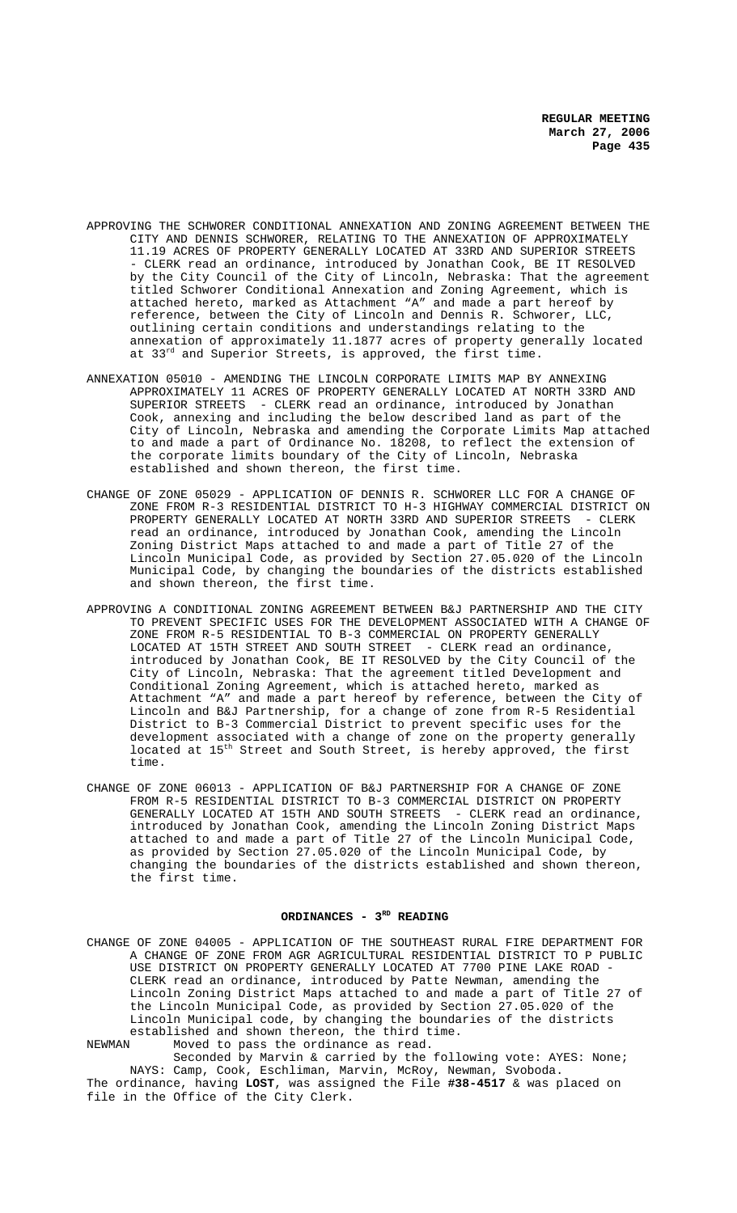APPROVING THE SCHWORER CONDITIONAL ANNEXATION AND ZONING AGREEMENT BETWEEN THE CITY AND DENNIS SCHWORER, RELATING TO THE ANNEXATION OF APPROXIMATELY 11.19 ACRES OF PROPERTY GENERALLY LOCATED AT 33RD AND SUPERIOR STREETS - CLERK read an ordinance, introduced by Jonathan Cook, BE IT RESOLVED by the City Council of the City of Lincoln, Nebraska: That the agreement titled Schworer Conditional Annexation and Zoning Agreement, which is attached hereto, marked as Attachment "A" and made a part hereof by reference, between the City of Lincoln and Dennis R. Schworer, LLC, outlining certain conditions and understandings relating to the annexation of approximately 11.1877 acres of property generally located at 33rd and Superior Streets, is approved, the first time.

ANNEXATION 05010 - AMENDING THE LINCOLN CORPORATE LIMITS MAP BY ANNEXING APPROXIMATELY 11 ACRES OF PROPERTY GENERALLY LOCATED AT NORTH 33RD AND SUPERIOR STREETS - CLERK read an ordinance, introduced by Jonathan Cook, annexing and including the below described land as part of the City of Lincoln, Nebraska and amending the Corporate Limits Map attached to and made a part of Ordinance No. 18208, to reflect the extension of the corporate limits boundary of the City of Lincoln, Nebraska established and shown thereon, the first time.

CHANGE OF ZONE 05029 - APPLICATION OF DENNIS R. SCHWORER LLC FOR A CHANGE OF ZONE FROM R-3 RESIDENTIAL DISTRICT TO H-3 HIGHWAY COMMERCIAL DISTRICT ON PROPERTY GENERALLY LOCATED AT NORTH 33RD AND SUPERIOR STREETS - CLERK read an ordinance, introduced by Jonathan Cook, amending the Lincoln Zoning District Maps attached to and made a part of Title 27 of the Lincoln Municipal Code, as provided by Section 27.05.020 of the Lincoln Municipal Code, by changing the boundaries of the districts established and shown thereon, the first time.

APPROVING A CONDITIONAL ZONING AGREEMENT BETWEEN B&J PARTNERSHIP AND THE CITY TO PREVENT SPECIFIC USES FOR THE DEVELOPMENT ASSOCIATED WITH A CHANGE OF ZONE FROM R-5 RESIDENTIAL TO B-3 COMMERCIAL ON PROPERTY GENERALLY LOCATED AT 15TH STREET AND SOUTH STREET - CLERK read an ordinance, introduced by Jonathan Cook, BE IT RESOLVED by the City Council of the City of Lincoln, Nebraska: That the agreement titled Development and Conditional Zoning Agreement, which is attached hereto, marked as Attachment "A" and made a part hereof by reference, between the City of Lincoln and B&J Partnership, for a change of zone from R-5 Residential District to B-3 Commercial District to prevent specific uses for the development associated with a change of zone on the property generally located at 15th Street and South Street, is hereby approved, the first time.

CHANGE OF ZONE 06013 - APPLICATION OF B&J PARTNERSHIP FOR A CHANGE OF ZONE FROM R-5 RESIDENTIAL DISTRICT TO B-3 COMMERCIAL DISTRICT ON PROPERTY GENERALLY LOCATED AT 15TH AND SOUTH STREETS - CLERK read an ordinance, introduced by Jonathan Cook, amending the Lincoln Zoning District Maps attached to and made a part of Title 27 of the Lincoln Municipal Code, as provided by Section 27.05.020 of the Lincoln Municipal Code, by changing the boundaries of the districts established and shown thereon, the first time.

## ORDINANCES - 3RD READING

CHANGE OF ZONE 04005 - APPLICATION OF THE SOUTHEAST RURAL FIRE DEPARTMENT FOR A CHANGE OF ZONE FROM AGR AGRICULTURAL RESIDENTIAL DISTRICT TO P PUBLIC USE DISTRICT ON PROPERTY GENERALLY LOCATED AT 7700 PINE LAKE ROAD - CLERK read an ordinance, introduced by Patte Newman, amending the Lincoln Zoning District Maps attached to and made a part of Title 27 of the Lincoln Municipal Code, as provided by Section 27.05.020 of the Lincoln Municipal code, by changing the boundaries of the districts established and shown thereon, the third time.

NEWMAN Moved to pass the ordinance as read.

Seconded by Marvin & carried by the following vote: AYES: None; NAYS: Camp, Cook, Eschliman, Marvin, McRoy, Newman, Svoboda.

The ordinance, having **LOST**, was assigned the File **#38-4517** & was placed on file in the Office of the City Clerk.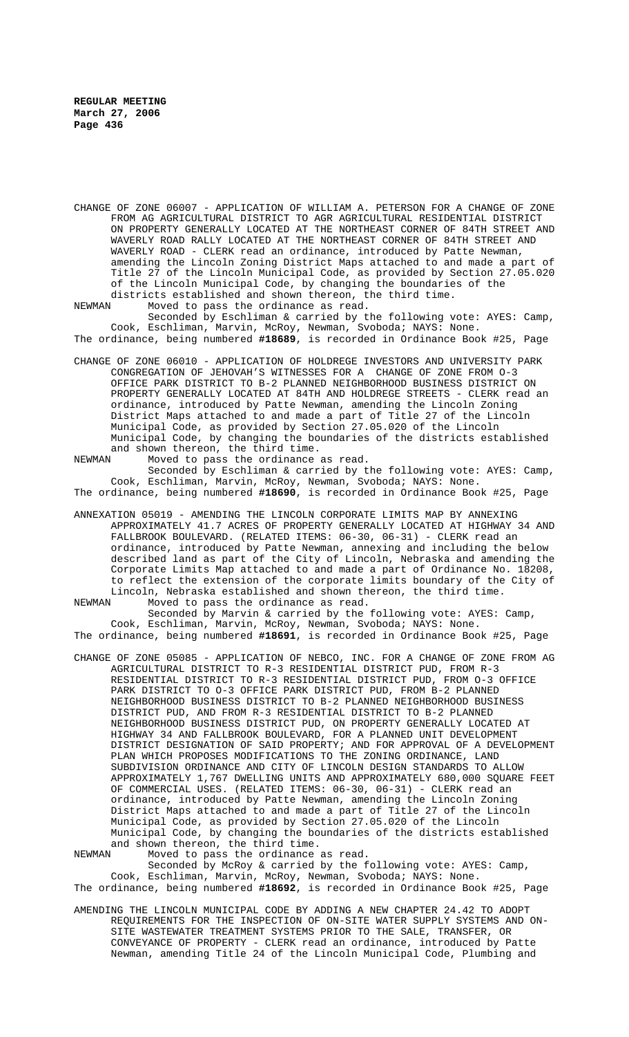CHANGE OF ZONE 06007 - APPLICATION OF WILLIAM A. PETERSON FOR A CHANGE OF ZONE FROM AG AGRICULTURAL DISTRICT TO AGR AGRICULTURAL RESIDENTIAL DISTRICT ON PROPERTY GENERALLY LOCATED AT THE NORTHEAST CORNER OF 84TH STREET AND WAVERLY ROAD RALLY LOCATED AT THE NORTHEAST CORNER OF 84TH STREET AND WAVERLY ROAD - CLERK read an ordinance, introduced by Patte Newman, amending the Lincoln Zoning District Maps attached to and made a part of Title 27 of the Lincoln Municipal Code, as provided by Section 27.05.020 of the Lincoln Municipal Code, by changing the boundaries of the districts established and shown thereon, the third time.

NEWMAN Moved to pass the ordinance as read.

Seconded by Eschliman & carried by the following vote: AYES: Camp, Cook, Eschliman, Marvin, McRoy, Newman, Svoboda; NAYS: None.

The ordinance, being numbered **#18689**, is recorded in Ordinance Book #25, Page

CHANGE OF ZONE 06010 - APPLICATION OF HOLDREGE INVESTORS AND UNIVERSITY PARK CONGREGATION OF JEHOVAH'S WITNESSES FOR A CHANGE OF ZONE FROM O-3 OFFICE PARK DISTRICT TO B-2 PLANNED NEIGHBORHOOD BUSINESS DISTRICT ON PROPERTY GENERALLY LOCATED AT 84TH AND HOLDREGE STREETS - CLERK read an ordinance, introduced by Patte Newman, amending the Lincoln Zoning District Maps attached to and made a part of Title 27 of the Lincoln Municipal Code, as provided by Section 27.05.020 of the Lincoln Municipal Code, by changing the boundaries of the districts established and shown thereon, the third time.

NEWMAN Moved to pass the ordinance as read.

Seconded by Eschliman & carried by the following vote: AYES: Camp, Cook, Eschliman, Marvin, McRoy, Newman, Svoboda; NAYS: None.

The ordinance, being numbered **#18690**, is recorded in Ordinance Book #25, Page

ANNEXATION 05019 - AMENDING THE LINCOLN CORPORATE LIMITS MAP BY ANNEXING APPROXIMATELY 41.7 ACRES OF PROPERTY GENERALLY LOCATED AT HIGHWAY 34 AND FALLBROOK BOULEVARD. (RELATED ITEMS: 06-30, 06-31) - CLERK read an ordinance, introduced by Patte Newman, annexing and including the below described land as part of the City of Lincoln, Nebraska and amending the Corporate Limits Map attached to and made a part of Ordinance No. 18208, to reflect the extension of the corporate limits boundary of the City of Lincoln, Nebraska established and shown thereon, the third time.

NEWMAN Moved to pass the ordinance as read.

Seconded by Marvin & carried by the following vote: AYES: Camp, Cook, Eschliman, Marvin, McRoy, Newman, Svoboda; NAYS: None.

The ordinance, being numbered **#18691**, is recorded in Ordinance Book #25, Page

CHANGE OF ZONE 05085 - APPLICATION OF NEBCO, INC. FOR A CHANGE OF ZONE FROM AG AGRICULTURAL DISTRICT TO R-3 RESIDENTIAL DISTRICT PUD, FROM R-3 RESIDENTIAL DISTRICT TO R-3 RESIDENTIAL DISTRICT PUD, FROM O-3 OFFICE PARK DISTRICT TO O-3 OFFICE PARK DISTRICT PUD, FROM B-2 PLANNED NEIGHBORHOOD BUSINESS DISTRICT TO B-2 PLANNED NEIGHBORHOOD BUSINESS DISTRICT PUD, AND FROM R-3 RESIDENTIAL DISTRICT TO B-2 PLANNED NEIGHBORHOOD BUSINESS DISTRICT PUD, ON PROPERTY GENERALLY LOCATED AT HIGHWAY 34 AND FALLBROOK BOULEVARD, FOR A PLANNED UNIT DEVELOPMENT DISTRICT DESIGNATION OF SAID PROPERTY; AND FOR APPROVAL OF A DEVELOPMENT PLAN WHICH PROPOSES MODIFICATIONS TO THE ZONING ORDINANCE, LAND SUBDIVISION ORDINANCE AND CITY OF LINCOLN DESIGN STANDARDS TO ALLOW APPROXIMATELY 1,767 DWELLING UNITS AND APPROXIMATELY 680,000 SQUARE FEET OF COMMERCIAL USES. (RELATED ITEMS: 06-30, 06-31) - CLERK read an ordinance, introduced by Patte Newman, amending the Lincoln Zoning District Maps attached to and made a part of Title 27 of the Lincoln Municipal Code, as provided by Section 27.05.020 of the Lincoln Municipal Code, by changing the boundaries of the districts established and shown thereon, the third time.

NEWMAN Moved to pass the ordinance as read.

Seconded by McRoy & carried by the following vote: AYES: Camp, Cook, Eschliman, Marvin, McRoy, Newman, Svoboda; NAYS: None.

The ordinance, being numbered **#18692**, is recorded in Ordinance Book #25, Page

AMENDING THE LINCOLN MUNICIPAL CODE BY ADDING A NEW CHAPTER 24.42 TO ADOPT REQUIREMENTS FOR THE INSPECTION OF ON-SITE WATER SUPPLY SYSTEMS AND ON-SITE WASTEWATER TREATMENT SYSTEMS PRIOR TO THE SALE, TRANSFER, OR CONVEYANCE OF PROPERTY - CLERK read an ordinance, introduced by Patte Newman, amending Title 24 of the Lincoln Municipal Code, Plumbing and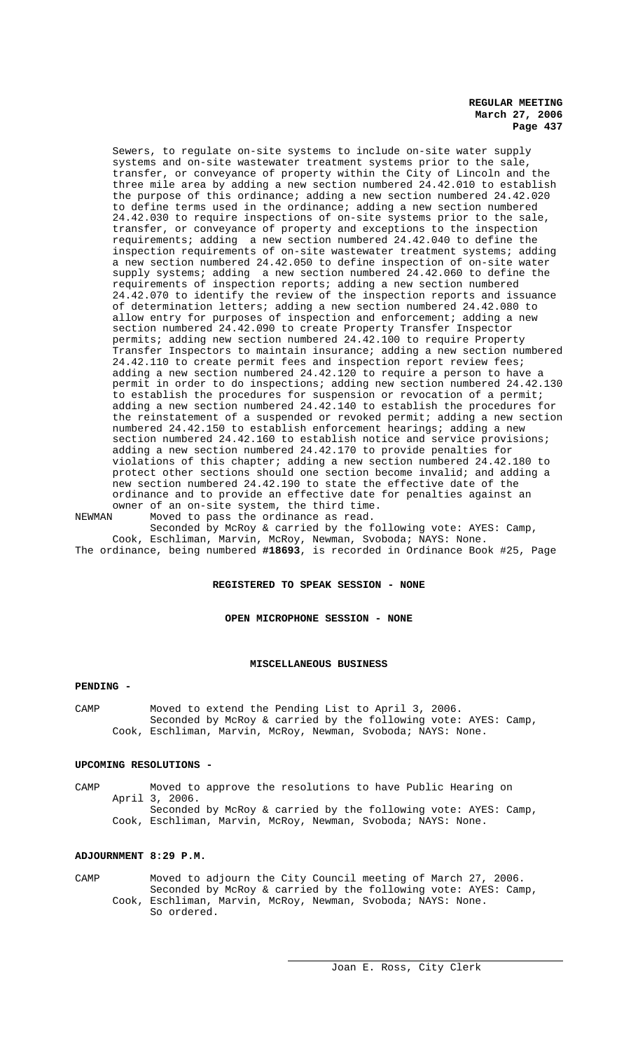Sewers, to regulate on-site systems to include on-site water supply systems and on-site wastewater treatment systems prior to the sale, transfer, or conveyance of property within the City of Lincoln and the three mile area by adding a new section numbered 24.42.010 to establish the purpose of this ordinance; adding a new section numbered 24.42.020 to define terms used in the ordinance; adding a new section numbered 24.42.030 to require inspections of on-site systems prior to the sale, transfer, or conveyance of property and exceptions to the inspection requirements; adding a new section numbered 24.42.040 to define the inspection requirements of on-site wastewater treatment systems; adding a new section numbered 24.42.050 to define inspection of on-site water supply systems; adding a new section numbered 24.42.060 to define the requirements of inspection reports; adding a new section numbered 24.42.070 to identify the review of the inspection reports and issuance of determination letters; adding a new section numbered 24.42.080 to allow entry for purposes of inspection and enforcement; adding a new section numbered 24.42.090 to create Property Transfer Inspector permits; adding new section numbered 24.42.100 to require Property Transfer Inspectors to maintain insurance; adding a new section numbered 24.42.110 to create permit fees and inspection report review fees; adding a new section numbered 24.42.120 to require a person to have a permit in order to do inspections; adding new section numbered 24.42.130 to establish the procedures for suspension or revocation of a permit; adding a new section numbered 24.42.140 to establish the procedures for the reinstatement of a suspended or revoked permit; adding a new section numbered 24.42.150 to establish enforcement hearings; adding a new section numbered 24.42.160 to establish notice and service provisions; adding a new section numbered 24.42.170 to provide penalties for violations of this chapter; adding a new section numbered 24.42.180 to protect other sections should one section become invalid; and adding a new section numbered 24.42.190 to state the effective date of the ordinance and to provide an effective date for penalties against an owner of an on-site system, the third time.

NEWMAN Moved to pass the ordinance as read.
Seconded by McRoy & carried by the following vote: AYES: Camp, Cook, Eschliman, Marvin, McRoy, Newman, Svoboda; NAYS: None.

The ordinance, being numbered **#18693**, is recorded in Ordinance Book #25, Page

**REGISTERED TO SPEAK SESSION - NONE**

**OPEN MICROPHONE SESSION - NONE**

**MISCELLANEOUS BUSINESS**

**PENDING -**

CAMP Moved to extend the Pending List to April 3, 2006.
Seconded by McRoy & carried by the following vote: AYES: Camp, Cook, Eschliman, Marvin, McRoy, Newman, Svoboda; NAYS: None.

**UPCOMING RESOLUTIONS -**

CAMP Moved to approve the resolutions to have Public Hearing on April 3, 2006.
Seconded by McRoy & carried by the following vote: AYES: Camp, Cook, Eschliman, Marvin, McRoy, Newman, Svoboda; NAYS: None.

**ADJOURNMENT 8:29 P.M.**

CAMP Moved to adjourn the City Council meeting of March 27, 2006.
Seconded by McRoy & carried by the following vote: AYES: Camp, Cook, Eschliman, Marvin, McRoy, Newman, Svoboda; NAYS: None.
So ordered.

Joan E. Ross, City Clerk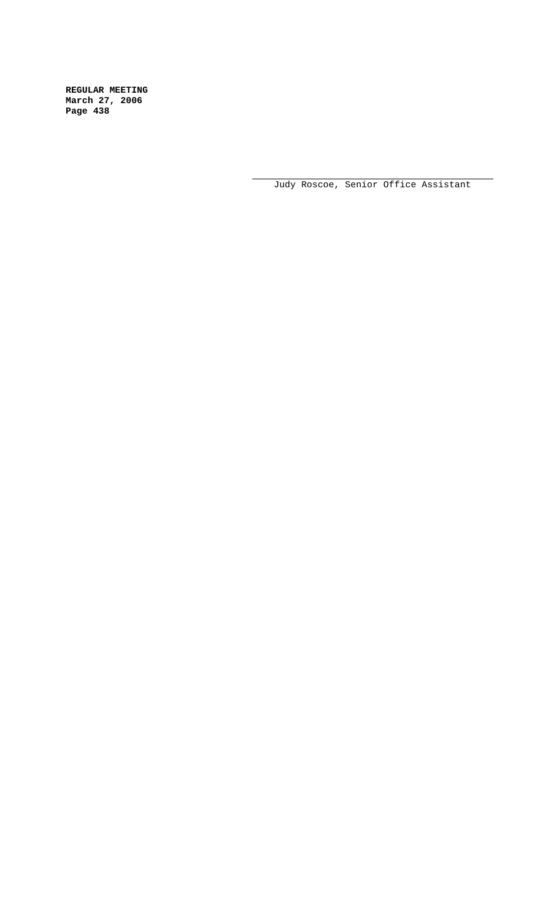\_\_\_\_\_\_\_\_\_\_\_\_\_\_\_\_\_\_\_\_\_\_\_\_\_\_\_\_\_\_\_\_\_\_\_\_\_\_\_\_

Judy Roscoe, Senior Office Assistant